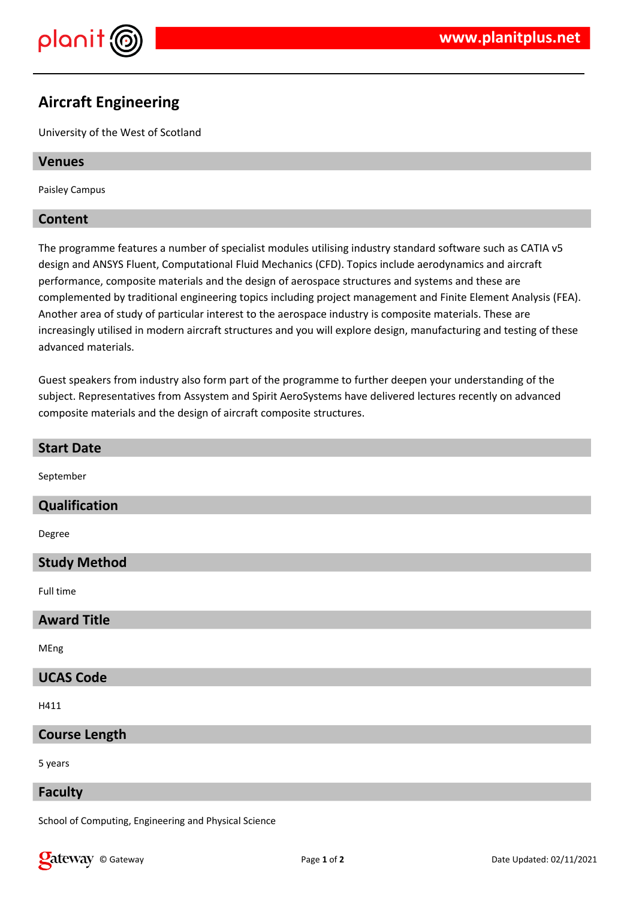# Aircraft Engineering

University of the West of Scotland

## Venues

Paisley Campus

## Content

The programme features a number of specialist modules utilising industry standard software such as CATIA v5 design and ANSYS Fluent, Computational Fluid Mechanics (CFD). Topics include aerodynamics and aircraft performance, composite materials and the design of aerospace structures and systems and these are complemented by traditional engineering topics including project management and Finite Element Analysis (FEA). Another area of study of particular interest to the aerospace industry is composite materials. These are increasingly utilised in modern aircraft structures and you will explore design, manufacturing and testing of these advanced materials.

Guest speakers from industry also form part of the programme to further deepen your understanding of the subject. Representatives from Assystem and Spirit AeroSystems have delivered lectures recently on advanced composite materials and the design of aircraft composite structures.

## Start Date

September

## Qualification

Degree

## Study Method

Full time

## Award Title

MEng

## UCAS Code

H411

## Course Length

5 years

## Faculty

School of Computing, Engineering and Physical Science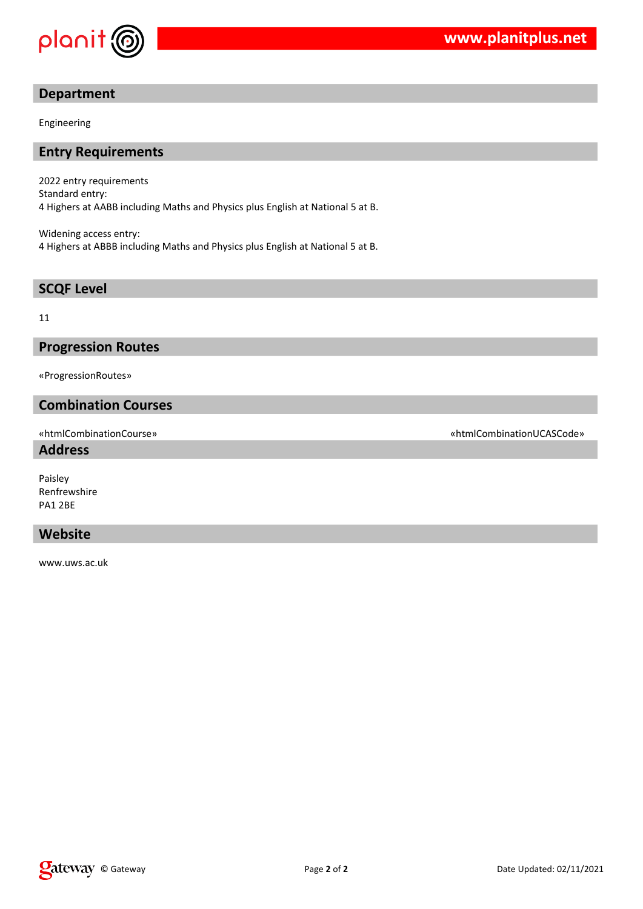## Department

Engineering

## Entry Requirements

2022 entry requirements
Standard entry:
4 Highers at AABB including Maths and Physics plus English at National 5 at B.

Widening access entry:
4 Highers at ABBB including Maths and Physics plus English at National 5 at B.

## SCQF Level

11

## Progression Routes

«ProgressionRoutes»

## Combination Courses

«htmlCombinationCourse» «htmlCombinationUCASCode»

## Address

Paisley
Renfrewshire
PA1 2BE

## Website

www.uws.ac.uk